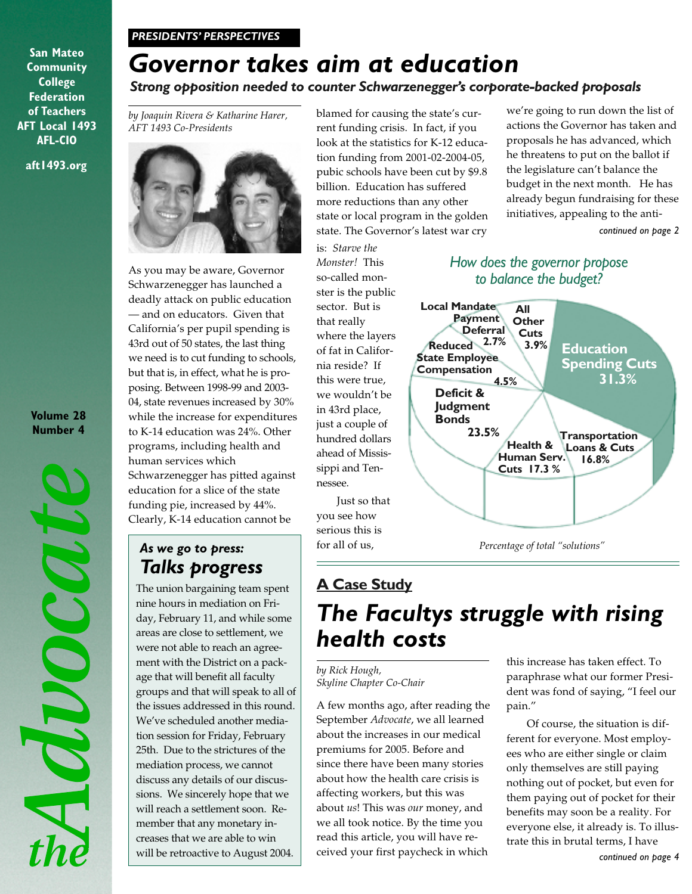San Mateo Community College Federation of Teachers AFT Local 1493 AFL-CIO

aft1493.org

Volume 28 Number 4

*the Advocate*

*PRESIDENTS' PERSPECTIVES*

# Governor takes aim at education

***Strong opposition needed to counter Schwarzenegger's corporate-backed proposals***

*by Joaquin Rivera & Katharine Harer, AFT 1493 Co-Presidents*

As you may be aware, Governor Schwarzenegger has launched a deadly attack on public education — and on educators. Given that California's per pupil spending is 43rd out of 50 states, the last thing we need is to cut funding to schools, but that is, in effect, what he is proposing. Between 1998-99 and 2003-04, state revenues increased by 30% while the increase for expenditures to K-14 education was 24%. Other programs, including health and human services which Schwarzenegger has pitted against education for a slice of the state funding pie, increased by 44%. Clearly, K-14 education cannot be blamed for causing the state's current funding crisis. In fact, if you look at the statistics for K-12 education funding from 2001-02-2004-05, pubic schools have been cut by $9.8 billion. Education has suffered more reductions than any other state or local program in the golden state. The Governor's latest war cry is: *Starve the Monster!* This so-called monster is the public sector. But is that really where the layers of fat in California reside? If this were true, we wouldn't be in 43rd place, just a couple of hundred dollars ahead of Mississippi and Tennessee.

Just so that you see how serious this is for all of us, we're going to run down the list of actions the Governor has taken and proposals he has advanced, which he threatens to put on the ballot if the legislature can't balance the budget in the next month. He has already begun fundraising for these initiatives, appealing to the anti-

*continued on page 2*

*How does the governor propose to balance the budget?*

| Category | Percentage |
|---|---|
| Education Spending Cuts | 31.3% |
| Deficit & Judgment Bonds | 23.5% |
| Health & Human Serv. Cuts | 17.3 % |
| Transportation Loans & Cuts | 16.8% |
| Reduced State Employee Compensation | 4.5% |
| All Other Cuts | 3.9% |
| Local Mandate Payment Deferral | 2.7% |

*Percentage of total "solutions"*

### *As we go to press:* Talks progress

The union bargaining team spent nine hours in mediation on Friday, February 11, and while some areas are close to settlement, we were not able to reach an agreement with the District on a package that will benefit all faculty groups and that will speak to all of the issues addressed in this round. We've scheduled another mediation session for Friday, February 25th. Due to the strictures of the mediation process, we cannot discuss any details of our discussions. We sincerely hope that we will reach a settlement soon. Remember that any monetary increases that we are able to win will be retroactive to August 2004.

**A Case Study**

# The Facultys struggle with rising health costs

*by Rick Hough, Skyline Chapter Co-Chair*

A few months ago, after reading the September *Advocate*, we all learned about the increases in our medical premiums for 2005. Before and since there have been many stories about how the health care crisis is affecting workers, but this was about *us*! This was *our* money, and we all took notice. By the time you read this article, you will have received your first paycheck in which this increase has taken effect. To paraphrase what our former President was fond of saying, "I feel our pain."

Of course, the situation is different for everyone. Most employees who are either single or claim only themselves are still paying nothing out of pocket, but even for them paying out of pocket for their benefits may soon be a reality. For everyone else, it already is. To illustrate this in brutal terms, I have

*continued on page 4*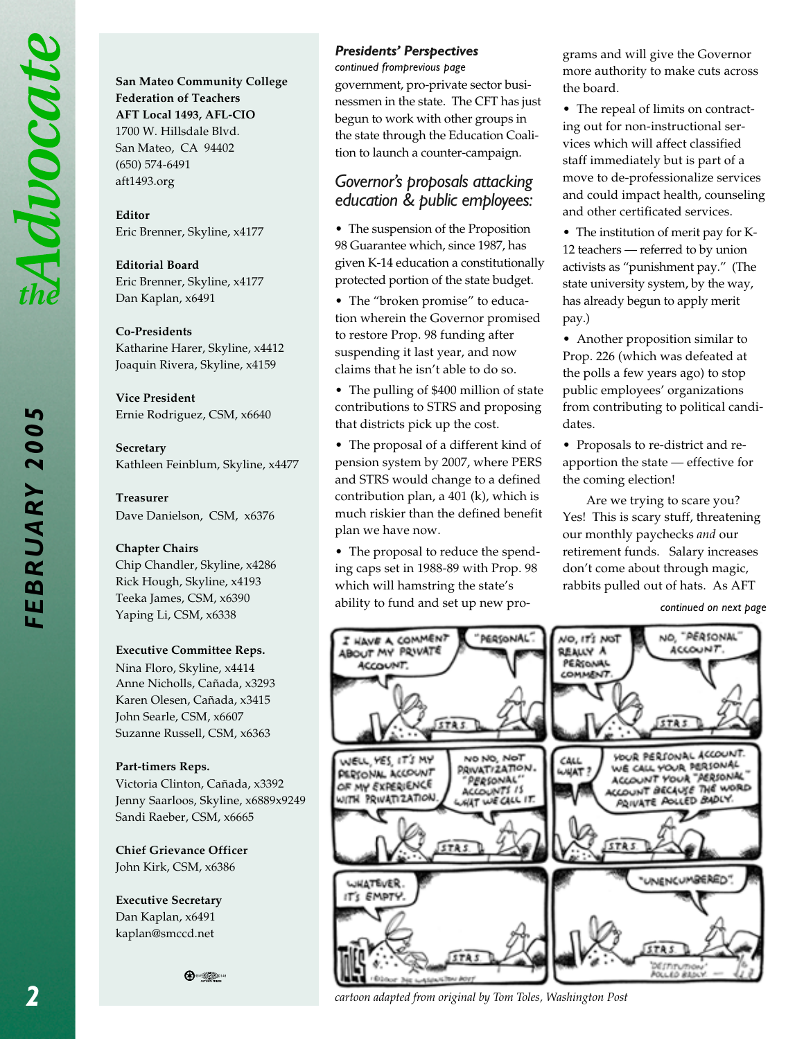**San Mateo Community College Federation of Teachers**
**AFT Local 1493, AFL-CIO**
1700 W. Hillsdale Blvd.
San Mateo, CA 94402
(650) 574-6491
aft1493.org

**Editor**
Eric Brenner, Skyline, x4177

**Editorial Board**
Eric Brenner, Skyline, x4177
Dan Kaplan, x6491

**Co-Presidents**
Katharine Harer, Skyline, x4412
Joaquin Rivera, Skyline, x4159

**Vice President**
Ernie Rodriguez, CSM, x6640

**Secretary**
Kathleen Feinblum, Skyline, x4477

**Treasurer**
Dave Danielson, CSM, x6376

**Chapter Chairs**
Chip Chandler, Skyline, x4286
Rick Hough, Skyline, x4193
Teeka James, CSM, x6390
Yaping Li, CSM, x6338

**Executive Committee Reps.**
Nina Floro, Skyline, x4414
Anne Nicholls, Cañada, x3293
Karen Olesen, Cañada, x3415
John Searle, CSM, x6607
Suzanne Russell, CSM, x6363

**Part-timers Reps.**
Victoria Clinton, Cañada, x3392
Jenny Saarloos, Skyline, x6889x9249
Sandi Raeber, CSM, x6665

**Chief Grievance Officer**
John Kirk, CSM, x6386

**Executive Secretary**
Dan Kaplan, x6491
kaplan@smccd.net

### *Presidents' Perspectives*

*continued fromprevious page*

government, pro-private sector businessmen in the state. The CFT has just begun to work with other groups in the state through the Education Coalition to launch a counter-campaign.

## *Governor's proposals attacking education & public employees:*

- The suspension of the Proposition 98 Guarantee which, since 1987, has given K-14 education a constitutionally protected portion of the state budget.
- The "broken promise" to education wherein the Governor promised to restore Prop. 98 funding after suspending it last year, and now claims that he isn't able to do so.
- The pulling of $400 million of state contributions to STRS and proposing that districts pick up the cost.
- The proposal of a different kind of pension system by 2007, where PERS and STRS would change to a defined contribution plan, a 401 (k), which is much riskier than the defined benefit plan we have now.
- The proposal to reduce the spending caps set in 1988-89 with Prop. 98 which will hamstring the state's ability to fund and set up new programs and will give the Governor more authority to make cuts across the board.
- The repeal of limits on contracting out for non-instructional services which will affect classified staff immediately but is part of a move to de-professionalize services and could impact health, counseling and other certificated services.
- The institution of merit pay for K-12 teachers — referred to by union activists as "punishment pay." (The state university system, by the way, has already begun to apply merit pay.)
- Another proposition similar to Prop. 226 (which was defeated at the polls a few years ago) to stop public employees' organizations from contributing to political candidates.
- Proposals to re-district and re-apportion the state — effective for the coming election!

Are we trying to scare you? Yes! This is scary stuff, threatening our monthly paychecks *and* our retirement funds. Salary increases don't come about through magic, rabbits pulled out of hats. As AFT

*continued on next page*

*cartoon adapted from original by Tom Toles, Washington Post*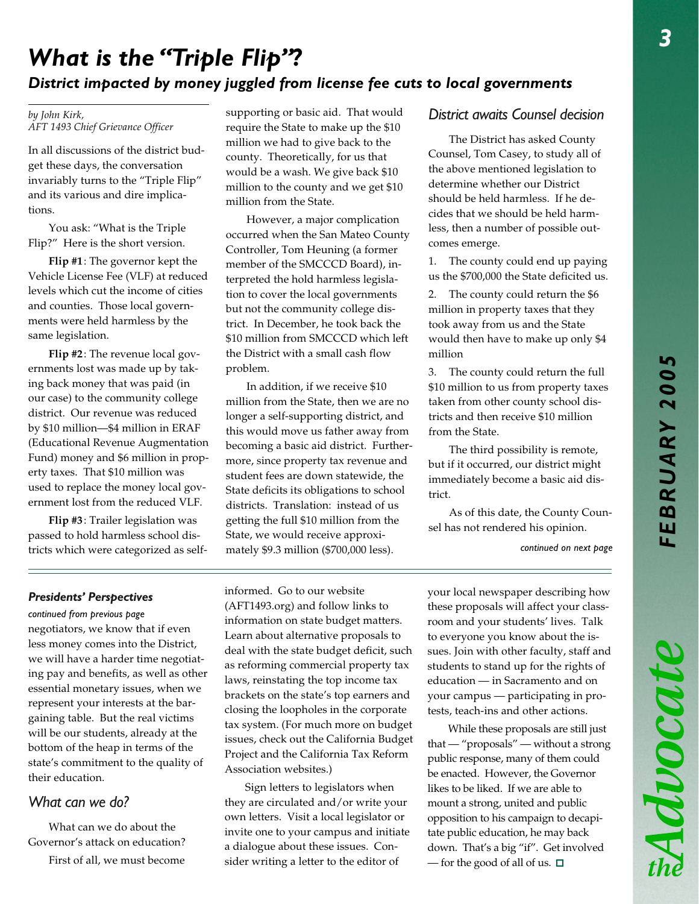# What is the "Triple Flip"?

## District impacted by money juggled from license fee cuts to local governments

*by John Kirk, AFT 1493 Chief Grievance Officer*

In all discussions of the district budget these days, the conversation invariably turns to the "Triple Flip" and its various and dire implications.

You ask: "What is the Triple Flip?" Here is the short version.

**Flip #1**: The governor kept the Vehicle License Fee (VLF) at reduced levels which cut the income of cities and counties. Those local governments were held harmless by the same legislation.

**Flip #2**: The revenue local governments lost was made up by taking back money that was paid (in our case) to the community college district. Our revenue was reduced by $10 million—$4 million in ERAF (Educational Revenue Augmentation Fund) money and $6 million in property taxes. That $10 million was used to replace the money local government lost from the reduced VLF.

**Flip #3**: Trailer legislation was passed to hold harmless school districts which were categorized as self-supporting or basic aid. That would require the State to make up the $10 million we had to give back to the county. Theoretically, for us that would be a wash. We give back $10 million to the county and we get $10 million from the State.

However, a major complication occurred when the San Mateo County Controller, Tom Heuning (a former member of the SMCCCD Board), interpreted the hold harmless legislation to cover the local governments but not the community college district. In December, he took back the $10 million from SMCCCD which left the District with a small cash flow problem.

In addition, if we receive $10 million from the State, then we are no longer a self-supporting district, and this would move us father away from becoming a basic aid district. Furthermore, since property tax revenue and student fees are down statewide, the State deficits its obligations to school districts. Translation: instead of us getting the full $10 million from the State, we would receive approximately $9.3 million ($700,000 less).

### District awaits Counsel decision

The District has asked County Counsel, Tom Casey, to study all of the above mentioned legislation to determine whether our District should be held harmless. If he decides that we should be held harmless, then a number of possible outcomes emerge.

1. The county could end up paying us the $700,000 the State deficited us.
2. The county could return the $6 million in property taxes that they took away from us and the State would then have to make up only $4 million
3. The county could return the full $10 million to us from property taxes taken from other county school districts and then receive $10 million from the State.

The third possibility is remote, but if it occurred, our district might immediately become a basic aid district.

As of this date, the County Counsel has not rendered his opinion.

*continued on next page*

---

### Presidents' Perspectives

*continued from previous page*

negotiators, we know that if even less money comes into the District, we will have a harder time negotiating pay and benefits, as well as other essential monetary issues, when we represent your interests at the bargaining table. But the real victims will be our students, already at the bottom of the heap in terms of the state's commitment to the quality of their education.

### What can we do?

What can we do about the Governor's attack on education?

First of all, we must become informed. Go to our website (AFT1493.org) and follow links to information on state budget matters. Learn about alternative proposals to deal with the state budget deficit, such as reforming commercial property tax laws, reinstating the top income tax brackets on the state's top earners and closing the loopholes in the corporate tax system. (For much more on budget issues, check out the California Budget Project and the California Tax Reform Association websites.)

Sign letters to legislators when they are circulated and/or write your own letters. Visit a local legislator or invite one to your campus and initiate a dialogue about these issues. Consider writing a letter to the editor of your local newspaper describing how these proposals will affect your classroom and your students' lives. Talk to everyone you know about the issues. Join with other faculty, staff and students to stand up for the rights of education — in Sacramento and on your campus — participating in protests, teach-ins and other actions.

While these proposals are still just that — "proposals" — without a strong public response, many of them could be enacted. However, the Governor likes to be liked. If we are able to mount a strong, united and public opposition to his campaign to decapitate public education, he may back down. That's a big "if". Get involved — for the good of all of us. □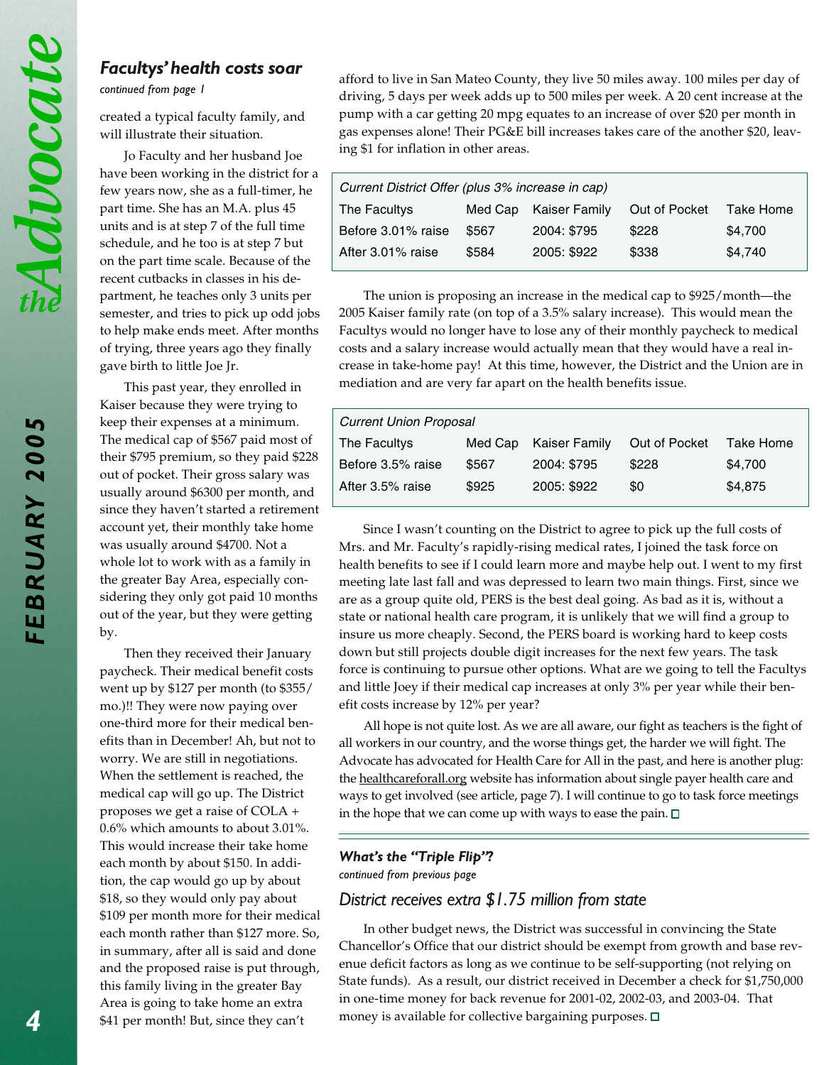### Facultys' health costs soar

*continued from page 1*

created a typical faculty family, and will illustrate their situation.

Jo Faculty and her husband Joe have been working in the district for a few years now, she as a full-timer, he part time. She has an M.A. plus 45 units and is at step 7 of the full time schedule, and he too is at step 7 but on the part time scale. Because of the recent cutbacks in classes in his department, he teaches only 3 units per semester, and tries to pick up odd jobs to help make ends meet. After months of trying, three years ago they finally gave birth to little Joe Jr.

This past year, they enrolled in Kaiser because they were trying to keep their expenses at a minimum. The medical cap of $567 paid most of their $795 premium, so they paid $228 out of pocket. Their gross salary was usually around $6300 per month, and since they haven't started a retirement account yet, their monthly take home was usually around $4700. Not a whole lot to work with as a family in the greater Bay Area, especially considering they only got paid 10 months out of the year, but they were getting by.

Then they received their January paycheck. Their medical benefit costs went up by $127 per month (to $355/mo.)!! They were now paying over one-third more for their medical benefits than in December! Ah, but not to worry. We are still in negotiations. When the settlement is reached, the medical cap will go up. The District proposes we get a raise of COLA + 0.6% which amounts to about 3.01%. This would increase their take home each month by about $150. In addition, the cap would go up by about $18, so they would only pay about $109 per month more for their medical each month rather than $127 more. So, in summary, after all is said and done and the proposed raise is put through, this family living in the greater Bay Area is going to take home an extra $41 per month! But, since they can't afford to live in San Mateo County, they live 50 miles away. 100 miles per day of driving, 5 days per week adds up to 500 miles per week. A 20 cent increase at the pump with a car getting 20 mpg equates to an increase of over $20 per month in gas expenses alone! Their PG&E bill increases takes care of the another $20, leaving $1 for inflation in other areas.

| *Current District Offer (plus 3% increase in cap)* | | | | |
|---|---|---|---|---|
| The Facultys | Med Cap | Kaiser Family | Out of Pocket | Take Home |
| Before 3.01% raise | $567 | 2004: $795 | $228 | $4,700 |
| After 3.01% raise | $584 | 2005: $922 | $338 | $4,740 |

The union is proposing an increase in the medical cap to $925/month—the 2005 Kaiser family rate (on top of a 3.5% salary increase). This would mean the Facultys would no longer have to lose any of their monthly paycheck to medical costs and a salary increase would actually mean that they would have a real increase in take-home pay! At this time, however, the District and the Union are in mediation and are very far apart on the health benefits issue.

| *Current Union Proposal* | | | | |
|---|---|---|---|---|
| The Facultys | Med Cap | Kaiser Family | Out of Pocket | Take Home |
| Before 3.5% raise | $567 | 2004: $795 | $228 | $4,700 |
| After 3.5% raise | $925 | 2005: $922 | $0 | $4,875 |

Since I wasn't counting on the District to agree to pick up the full costs of Mrs. and Mr. Faculty's rapidly-rising medical rates, I joined the task force on health benefits to see if I could learn more and maybe help out. I went to my first meeting late last fall and was depressed to learn two main things. First, since we are as a group quite old, PERS is the best deal going. As bad as it is, without a state or national health care program, it is unlikely that we will find a group to insure us more cheaply. Second, the PERS board is working hard to keep costs down but still projects double digit increases for the next few years. The task force is continuing to pursue other options. What are we going to tell the Facultys and little Joey if their medical cap increases at only 3% per year while their benefit costs increase by 12% per year?

All hope is not quite lost. As we are all aware, our fight as teachers is the fight of all workers in our country, and the worse things get, the harder we will fight. The Advocate has advocated for Health Care for All in the past, and here is another plug: the healthcareforall.org website has information about single payer health care and ways to get involved (see article, page 7). I will continue to go to task force meetings in the hope that we can come up with ways to ease the pain. □

---

### What's the "Triple Flip"?

*continued from previous page*

## District receives extra $1.75 million from state

In other budget news, the District was successful in convincing the State Chancellor's Office that our district should be exempt from growth and base revenue deficit factors as long as we continue to be self-supporting (not relying on State funds). As a result, our district received in December a check for $1,750,000 in one-time money for back revenue for 2001-02, 2002-03, and 2003-04. That money is available for collective bargaining purposes. □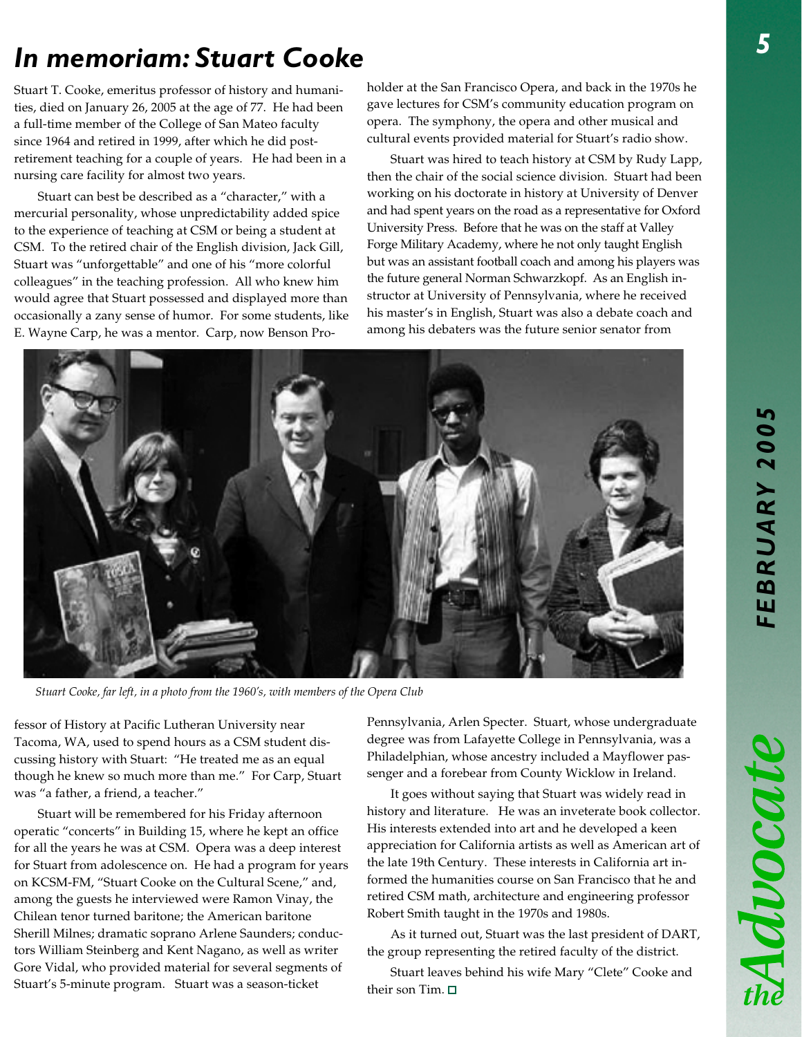# *In memoriam: Stuart Cooke*

Stuart T. Cooke, emeritus professor of history and humanities, died on January 26, 2005 at the age of 77. He had been a full-time member of the College of San Mateo faculty since 1964 and retired in 1999, after which he did post-retirement teaching for a couple of years. He had been in a nursing care facility for almost two years.

Stuart can best be described as a "character," with a mercurial personality, whose unpredictability added spice to the experience of teaching at CSM or being a student at CSM. To the retired chair of the English division, Jack Gill, Stuart was "unforgettable" and one of his "more colorful colleagues" in the teaching profession. All who knew him would agree that Stuart possessed and displayed more than occasionally a zany sense of humor. For some students, like E. Wayne Carp, he was a mentor. Carp, now Benson Professor of History at Pacific Lutheran University near Tacoma, WA, used to spend hours as a CSM student discussing history with Stuart: "He treated me as an equal though he knew so much more than me." For Carp, Stuart was "a father, a friend, a teacher."

Stuart will be remembered for his Friday afternoon operatic "concerts" in Building 15, where he kept an office for all the years he was at CSM. Opera was a deep interest for Stuart from adolescence on. He had a program for years on KCSM-FM, "Stuart Cooke on the Cultural Scene," and, among the guests he interviewed were Ramon Vinay, the Chilean tenor turned baritone; the American baritone Sherill Milnes; dramatic soprano Arlene Saunders; conductors William Steinberg and Kent Nagano, as well as writer Gore Vidal, who provided material for several segments of Stuart's 5-minute program. Stuart was a season-ticket holder at the San Francisco Opera, and back in the 1970s he gave lectures for CSM's community education program on opera. The symphony, the opera and other musical and cultural events provided material for Stuart's radio show.

Stuart was hired to teach history at CSM by Rudy Lapp, then the chair of the social science division. Stuart had been working on his doctorate in history at University of Denver and had spent years on the road as a representative for Oxford University Press. Before that he was on the staff at Valley Forge Military Academy, where he not only taught English but was an assistant football coach and among his players was the future general Norman Schwarzkopf. As an English instructor at University of Pennsylvania, where he received his master's in English, Stuart was also a debate coach and among his debaters was the future senior senator from Pennsylvania, Arlen Specter. Stuart, whose undergraduate degree was from Lafayette College in Pennsylvania, was a Philadelphian, whose ancestry included a Mayflower passenger and a forebear from County Wicklow in Ireland.

*Stuart Cooke, far left, in a photo from the 1960's, with members of the Opera Club*

It goes without saying that Stuart was widely read in history and literature. He was an inveterate book collector. His interests extended into art and he developed a keen appreciation for California artists as well as American art of the late 19th Century. These interests in California art informed the humanities course on San Francisco that he and retired CSM math, architecture and engineering professor Robert Smith taught in the 1970s and 1980s.

As it turned out, Stuart was the last president of DART, the group representing the retired faculty of the district.

Stuart leaves behind his wife Mary "Clete" Cooke and their son Tim. □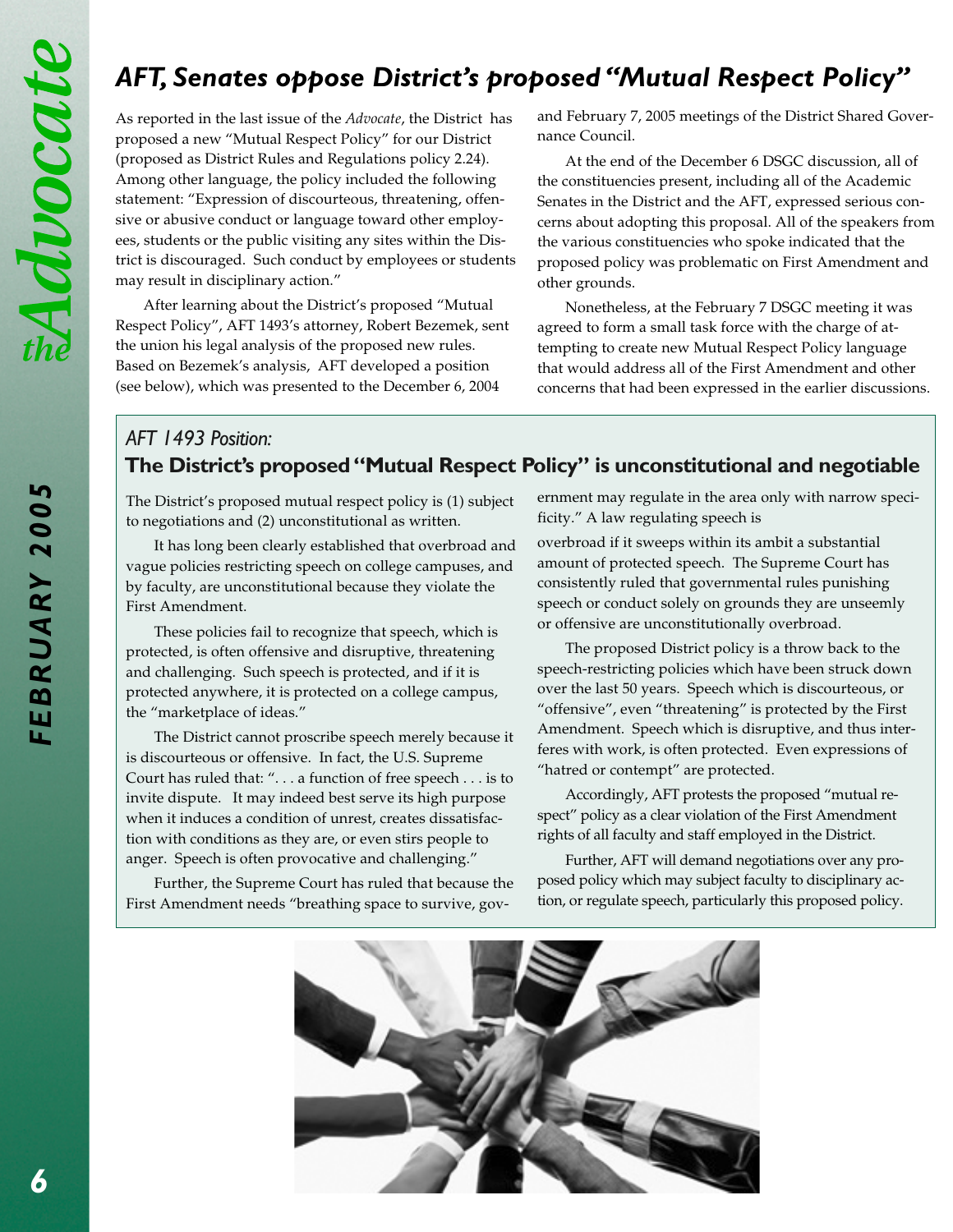# AFT, Senates oppose District's proposed "Mutual Respect Policy"

As reported in the last issue of the *Advocate*, the District has proposed a new "Mutual Respect Policy" for our District (proposed as District Rules and Regulations policy 2.24). Among other language, the policy included the following statement: "Expression of discourteous, threatening, offensive or abusive conduct or language toward other employees, students or the public visiting any sites within the District is discouraged. Such conduct by employees or students may result in disciplinary action."

After learning about the District's proposed "Mutual Respect Policy", AFT 1493's attorney, Robert Bezemek, sent the union his legal analysis of the proposed new rules. Based on Bezemek's analysis, AFT developed a position (see below), which was presented to the December 6, 2004 and February 7, 2005 meetings of the District Shared Governance Council.

At the end of the December 6 DSGC discussion, all of the constituencies present, including all of the Academic Senates in the District and the AFT, expressed serious concerns about adopting this proposal. All of the speakers from the various constituencies who spoke indicated that the proposed policy was problematic on First Amendment and other grounds.

Nonetheless, at the February 7 DSGC meeting it was agreed to form a small task force with the charge of attempting to create new Mutual Respect Policy language that would address all of the First Amendment and other concerns that had been expressed in the earlier discussions.

## *AFT 1493 Position:*
## The District's proposed "Mutual Respect Policy" is unconstitutional and negotiable

The District's proposed mutual respect policy is (1) subject to negotiations and (2) unconstitutional as written.

It has long been clearly established that overbroad and vague policies restricting speech on college campuses, and by faculty, are unconstitutional because they violate the First Amendment.

These policies fail to recognize that speech, which is protected, is often offensive and disruptive, threatening and challenging. Such speech is protected, and if it is protected anywhere, it is protected on a college campus, the "marketplace of ideas."

The District cannot proscribe speech merely because it is discourteous or offensive. In fact, the U.S. Supreme Court has ruled that: ". . . a function of free speech . . . is to invite dispute. It may indeed best serve its high purpose when it induces a condition of unrest, creates dissatisfaction with conditions as they are, or even stirs people to anger. Speech is often provocative and challenging."

Further, the Supreme Court has ruled that because the First Amendment needs "breathing space to survive, government may regulate in the area only with narrow specificity." A law regulating speech is overbroad if it sweeps within its ambit a substantial amount of protected speech. The Supreme Court has consistently ruled that governmental rules punishing speech or conduct solely on grounds they are unseemly or offensive are unconstitutionally overbroad.

The proposed District policy is a throw back to the speech-restricting policies which have been struck down over the last 50 years. Speech which is discourteous, or "offensive", even "threatening" is protected by the First Amendment. Speech which is disruptive, and thus interferes with work, is often protected. Even expressions of "hatred or contempt" are protected.

Accordingly, AFT protests the proposed "mutual respect" policy as a clear violation of the First Amendment rights of all faculty and staff employed in the District.

Further, AFT will demand negotiations over any proposed policy which may subject faculty to disciplinary action, or regulate speech, particularly this proposed policy.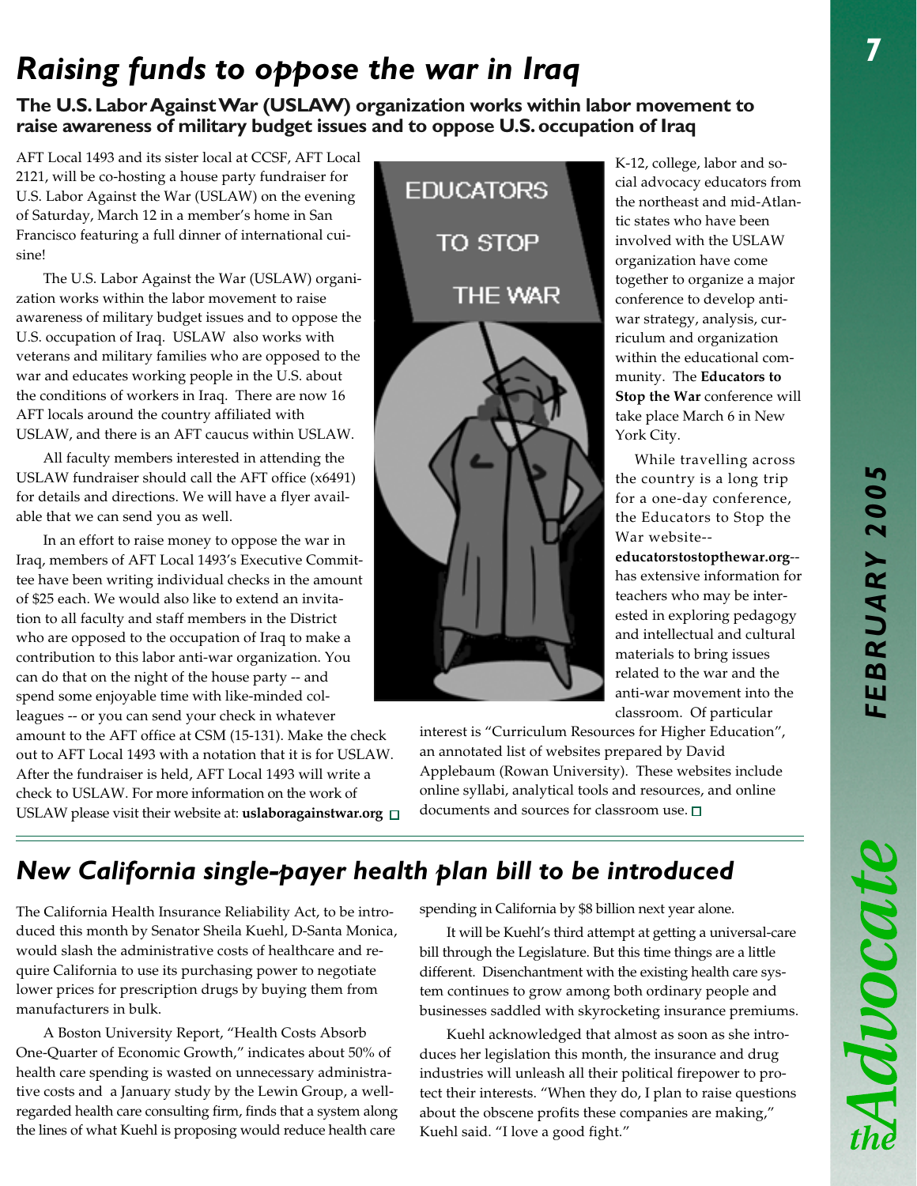# Raising funds to oppose the war in Iraq

### The U.S. Labor Against War (USLAW) organization works within labor movement to raise awareness of military budget issues and to oppose U.S. occupation of Iraq

AFT Local 1493 and its sister local at CCSF, AFT Local 2121, will be co-hosting a house party fundraiser for U.S. Labor Against the War (USLAW) on the evening of Saturday, March 12 in a member's home in San Francisco featuring a full dinner of international cuisine!

The U.S. Labor Against the War (USLAW) organization works within the labor movement to raise awareness of military budget issues and to oppose the U.S. occupation of Iraq. USLAW also works with veterans and military families who are opposed to the war and educates working people in the U.S. about the conditions of workers in Iraq. There are now 16 AFT locals around the country affiliated with USLAW, and there is an AFT caucus within USLAW.

All faculty members interested in attending the USLAW fundraiser should call the AFT office (x6491) for details and directions. We will have a flyer available that we can send you as well.

In an effort to raise money to oppose the war in Iraq, members of AFT Local 1493's Executive Committee have been writing individual checks in the amount of $25 each. We would also like to extend an invitation to all faculty and staff members in the District who are opposed to the occupation of Iraq to make a contribution to this labor anti-war organization. You can do that on the night of the house party -- and spend some enjoyable time with like-minded colleagues -- or you can send your check in whatever amount to the AFT office at CSM (15-131). Make the check out to AFT Local 1493 with a notation that it is for USLAW. After the fundraiser is held, AFT Local 1493 will write a check to USLAW. For more information on the work of USLAW please visit their website at: **uslaboragainstwar.org** □

EDUCATORS TO STOP THE WAR

K-12, college, labor and social advocacy educators from the northeast and mid-Atlantic states who have been involved with the USLAW organization have come together to organize a major conference to develop anti-war strategy, analysis, curriculum and organization within the educational community. The **Educators to Stop the War** conference will take place March 6 in New York City.

While travelling across the country is a long trip for a one-day conference, the Educators to Stop the War website--**educatorstostopthewar.org**--has extensive information for teachers who may be interested in exploring pedagogy and intellectual and cultural materials to bring issues related to the war and the anti-war movement into the classroom. Of particular interest is "Curriculum Resources for Higher Education", an annotated list of websites prepared by David Applebaum (Rowan University). These websites include online syllabi, analytical tools and resources, and online documents and sources for classroom use. □

# New California single-payer health plan bill to be introduced

The California Health Insurance Reliability Act, to be introduced this month by Senator Sheila Kuehl, D-Santa Monica, would slash the administrative costs of healthcare and require California to use its purchasing power to negotiate lower prices for prescription drugs by buying them from manufacturers in bulk.

A Boston University Report, "Health Costs Absorb One-Quarter of Economic Growth," indicates about 50% of health care spending is wasted on unnecessary administrative costs and a January study by the Lewin Group, a well-regarded health care consulting firm, finds that a system along the lines of what Kuehl is proposing would reduce health care spending in California by $8 billion next year alone.

It will be Kuehl's third attempt at getting a universal-care bill through the Legislature. But this time things are a little different. Disenchantment with the existing health care system continues to grow among both ordinary people and businesses saddled with skyrocketing insurance premiums.

Kuehl acknowledged that almost as soon as she introduces her legislation this month, the insurance and drug industries will unleash all their political firepower to protect their interests. "When they do, I plan to raise questions about the obscene profits these companies are making," Kuehl said. "I love a good fight."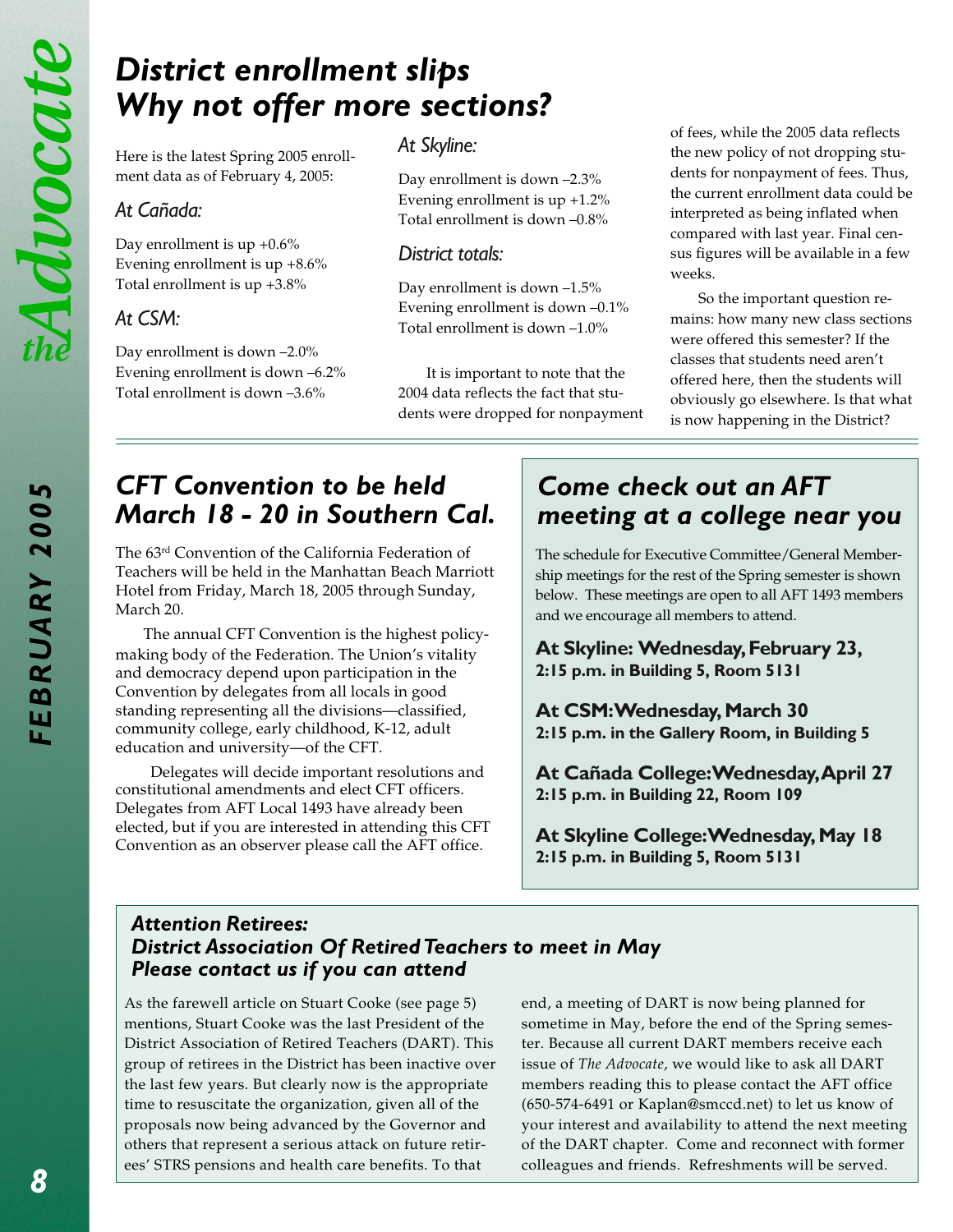# District enrollment slips
# Why not offer more sections?

Here is the latest Spring 2005 enrollment data as of February 4, 2005:

### At Cañada:

Day enrollment is up +0.6%
Evening enrollment is up +8.6%
Total enrollment is up +3.8%

### At CSM:

Day enrollment is down –2.0%
Evening enrollment is down –6.2%
Total enrollment is down –3.6%

### At Skyline:

Day enrollment is down –2.3%
Evening enrollment is up +1.2%
Total enrollment is down –0.8%

### District totals:

Day enrollment is down –1.5%
Evening enrollment is down –0.1%
Total enrollment is down –1.0%

It is important to note that the 2004 data reflects the fact that students were dropped for nonpayment of fees, while the 2005 data reflects the new policy of not dropping students for nonpayment of fees. Thus, the current enrollment data could be interpreted as being inflated when compared with last year. Final census figures will be available in a few weeks.

So the important question remains: how many new class sections were offered this semester? If the classes that students need aren't offered here, then the students will obviously go elsewhere. Is that what is now happening in the District?

## CFT Convention to be held March 18 - 20 in Southern Cal.

The 63rd Convention of the California Federation of Teachers will be held in the Manhattan Beach Marriott Hotel from Friday, March 18, 2005 through Sunday, March 20.

The annual CFT Convention is the highest policy-making body of the Federation. The Union's vitality and democracy depend upon participation in the Convention by delegates from all locals in good standing representing all the divisions—classified, community college, early childhood, K-12, adult education and university—of the CFT.

Delegates will decide important resolutions and constitutional amendments and elect CFT officers. Delegates from AFT Local 1493 have already been elected, but if you are interested in attending this CFT Convention as an observer please call the AFT office.

## Come check out an AFT meeting at a college near you

The schedule for Executive Committee/General Membership meetings for the rest of the Spring semester is shown below. These meetings are open to all AFT 1493 members and we encourage all members to attend.

**At Skyline: Wednesday, February 23,**
**2:15 p.m. in Building 5, Room 5131**

**At CSM: Wednesday, March 30**
**2:15 p.m. in the Gallery Room, in Building 5**

**At Cañada College: Wednesday, April 27**
**2:15 p.m. in Building 22, Room 109**

**At Skyline College: Wednesday, May 18**
**2:15 p.m. in Building 5, Room 5131**

## Attention Retirees: District Association Of Retired Teachers to meet in May Please contact us if you can attend

As the farewell article on Stuart Cooke (see page 5) mentions, Stuart Cooke was the last President of the District Association of Retired Teachers (DART). This group of retirees in the District has been inactive over the last few years. But clearly now is the appropriate time to resuscitate the organization, given all of the proposals now being advanced by the Governor and others that represent a serious attack on future retirees' STRS pensions and health care benefits. To that end, a meeting of DART is now being planned for sometime in May, before the end of the Spring semester. Because all current DART members receive each issue of *The Advocate*, we would like to ask all DART members reading this to please contact the AFT office (650-574-6491 or Kaplan@smccd.net) to let us know of your interest and availability to attend the next meeting of the DART chapter. Come and reconnect with former colleagues and friends. Refreshments will be served.